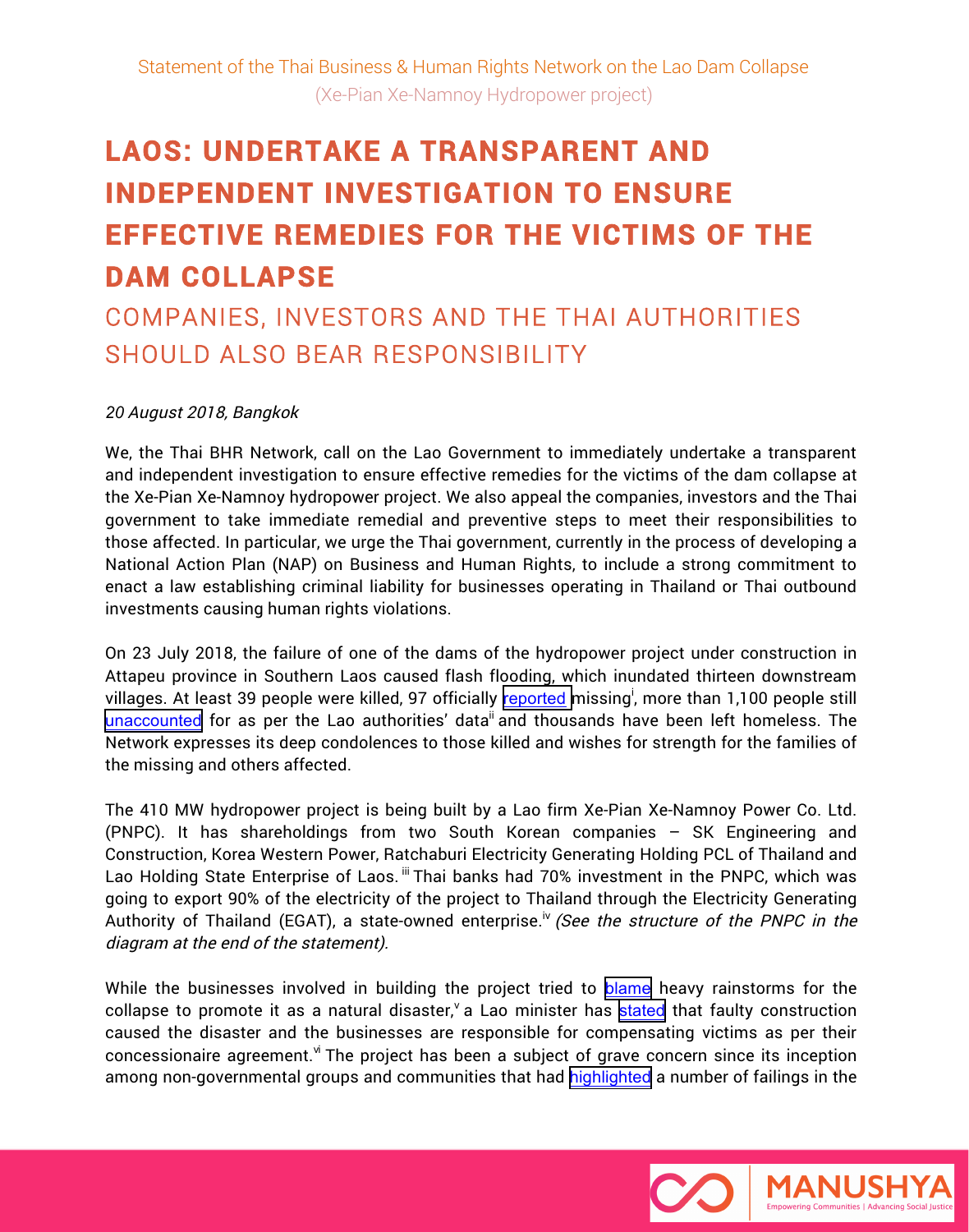Statement of the Thai Business & Human Rights Network on the Lao Dam Collapse
(Xe-Pian Xe-Namnoy Hydropower project)

# LAOS: UNDERTAKE A TRANSPARENT AND INDEPENDENT INVESTIGATION TO ENSURE EFFECTIVE REMEDIES FOR THE VICTIMS OF THE DAM COLLAPSE

## COMPANIES, INVESTORS AND THE THAI AUTHORITIES SHOULD ALSO BEAR RESPONSIBILITY

*20 August 2018, Bangkok*

We, the Thai BHR Network, call on the Lao Government to immediately undertake a transparent and independent investigation to ensure effective remedies for the victims of the dam collapse at the Xe-Pian Xe-Namnoy hydropower project. We also appeal the companies, investors and the Thai government to take immediate remedial and preventive steps to meet their responsibilities to those affected. In particular, we urge the Thai government, currently in the process of developing a National Action Plan (NAP) on Business and Human Rights, to include a strong commitment to enact a law establishing criminal liability for businesses operating in Thailand or Thai outbound investments causing human rights violations.

On 23 July 2018, the failure of one of the dams of the hydropower project under construction in Attapeu province in Southern Laos caused flash flooding, which inundated thirteen downstream villages. At least 39 people were killed, 97 officially reported missing[i], more than 1,100 people still unaccounted for as per the Lao authorities' data[ii] and thousands have been left homeless. The Network expresses its deep condolences to those killed and wishes for strength for the families of the missing and others affected.

The 410 MW hydropower project is being built by a Lao firm Xe-Pian Xe-Namnoy Power Co. Ltd. (PNPC). It has shareholdings from two South Korean companies – SK Engineering and Construction, Korea Western Power, Ratchaburi Electricity Generating Holding PCL of Thailand and Lao Holding State Enterprise of Laos.[iii] Thai banks had 70% investment in the PNPC, which was going to export 90% of the electricity of the project to Thailand through the Electricity Generating Authority of Thailand (EGAT), a state-owned enterprise.[iv] *(See the structure of the PNPC in the diagram at the end of the statement).*

While the businesses involved in building the project tried to blame heavy rainstorms for the collapse to promote it as a natural disaster,[v] a Lao minister has stated that faulty construction caused the disaster and the businesses are responsible for compensating victims as per their concessionaire agreement.[vi] The project has been a subject of grave concern since its inception among non-governmental groups and communities that had highlighted a number of failings in the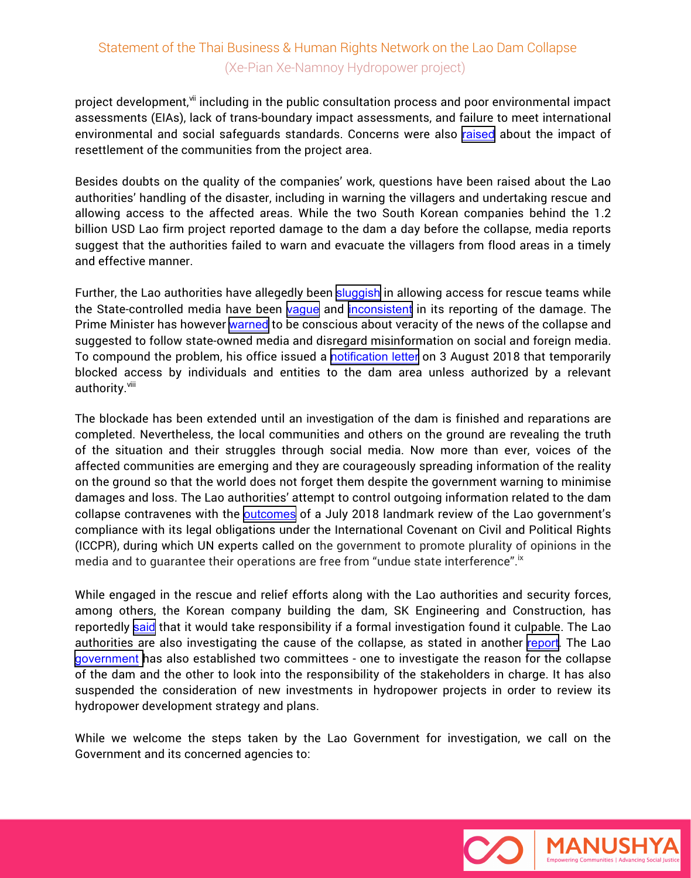project development,[vii] including in the public consultation process and poor environmental impact assessments (EIAs), lack of trans-boundary impact assessments, and failure to meet international environmental and social safeguards standards. Concerns were also raised about the impact of resettlement of the communities from the project area.

Besides doubts on the quality of the companies' work, questions have been raised about the Lao authorities' handling of the disaster, including in warning the villagers and undertaking rescue and allowing access to the affected areas. While the two South Korean companies behind the 1.2 billion USD Lao firm project reported damage to the dam a day before the collapse, media reports suggest that the authorities failed to warn and evacuate the villagers from flood areas in a timely and effective manner.

Further, the Lao authorities have allegedly been sluggish in allowing access for rescue teams while the State-controlled media have been vague and inconsistent in its reporting of the damage. The Prime Minister has however warned to be conscious about veracity of the news of the collapse and suggested to follow state-owned media and disregard misinformation on social and foreign media. To compound the problem, his office issued a notification letter on 3 August 2018 that temporarily blocked access by individuals and entities to the dam area unless authorized by a relevant authority.[viii]

The blockade has been extended until an investigation of the dam is finished and reparations are completed. Nevertheless, the local communities and others on the ground are revealing the truth of the situation and their struggles through social media. Now more than ever, voices of the affected communities are emerging and they are courageously spreading information of the reality on the ground so that the world does not forget them despite the government warning to minimise damages and loss. The Lao authorities' attempt to control outgoing information related to the dam collapse contravenes with the outcomes of a July 2018 landmark review of the Lao government's compliance with its legal obligations under the International Covenant on Civil and Political Rights (ICCPR), during which UN experts called on the government to promote plurality of opinions in the media and to guarantee their operations are free from "undue state interference".[ix]

While engaged in the rescue and relief efforts along with the Lao authorities and security forces, among others, the Korean company building the dam, SK Engineering and Construction, has reportedly said that it would take responsibility if a formal investigation found it culpable. The Lao authorities are also investigating the cause of the collapse, as stated in another report. The Lao government has also established two committees - one to investigate the reason for the collapse of the dam and the other to look into the responsibility of the stakeholders in charge. It has also suspended the consideration of new investments in hydropower projects in order to review its hydropower development strategy and plans.

While we welcome the steps taken by the Lao Government for investigation, we call on the Government and its concerned agencies to: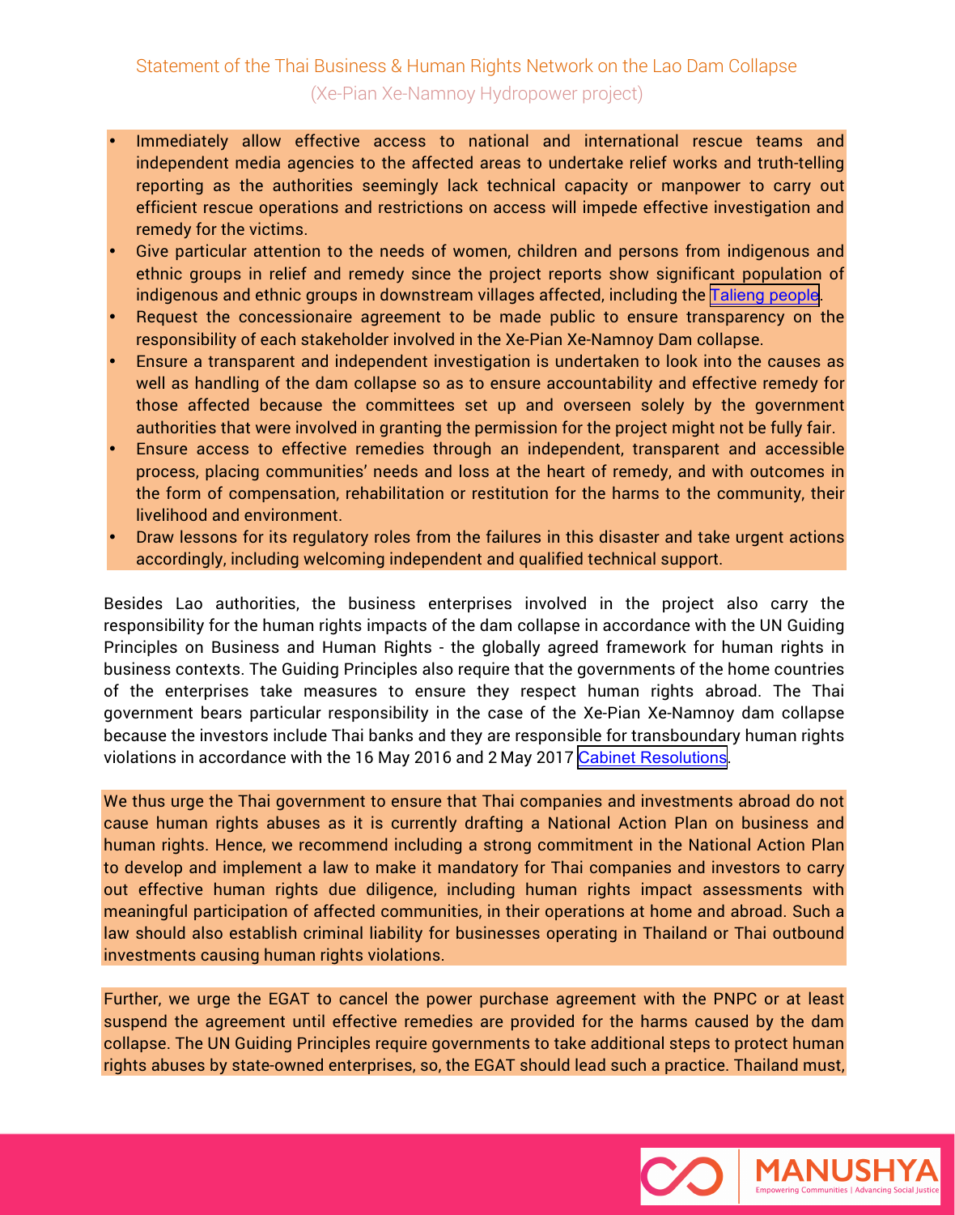- Immediately allow effective access to national and international rescue teams and independent media agencies to the affected areas to undertake relief works and truth-telling reporting as the authorities seemingly lack technical capacity or manpower to carry out efficient rescue operations and restrictions on access will impede effective investigation and remedy for the victims.
- Give particular attention to the needs of women, children and persons from indigenous and ethnic groups in relief and remedy since the project reports show significant population of indigenous and ethnic groups in downstream villages affected, including the Talieng people.
- Request the concessionaire agreement to be made public to ensure transparency on the responsibility of each stakeholder involved in the Xe-Pian Xe-Namnoy Dam collapse.
- Ensure a transparent and independent investigation is undertaken to look into the causes as well as handling of the dam collapse so as to ensure accountability and effective remedy for those affected because the committees set up and overseen solely by the government authorities that were involved in granting the permission for the project might not be fully fair.
- Ensure access to effective remedies through an independent, transparent and accessible process, placing communities' needs and loss at the heart of remedy, and with outcomes in the form of compensation, rehabilitation or restitution for the harms to the community, their livelihood and environment.
- Draw lessons for its regulatory roles from the failures in this disaster and take urgent actions accordingly, including welcoming independent and qualified technical support.

Besides Lao authorities, the business enterprises involved in the project also carry the responsibility for the human rights impacts of the dam collapse in accordance with the UN Guiding Principles on Business and Human Rights - the globally agreed framework for human rights in business contexts. The Guiding Principles also require that the governments of the home countries of the enterprises take measures to ensure they respect human rights abroad. The Thai government bears particular responsibility in the case of the Xe-Pian Xe-Namnoy dam collapse because the investors include Thai banks and they are responsible for transboundary human rights violations in accordance with the 16 May 2016 and 2 May 2017 Cabinet Resolutions.

We thus urge the Thai government to ensure that Thai companies and investments abroad do not cause human rights abuses as it is currently drafting a National Action Plan on business and human rights. Hence, we recommend including a strong commitment in the National Action Plan to develop and implement a law to make it mandatory for Thai companies and investors to carry out effective human rights due diligence, including human rights impact assessments with meaningful participation of affected communities, in their operations at home and abroad. Such a law should also establish criminal liability for businesses operating in Thailand or Thai outbound investments causing human rights violations.

Further, we urge the EGAT to cancel the power purchase agreement with the PNPC or at least suspend the agreement until effective remedies are provided for the harms caused by the dam collapse. The UN Guiding Principles require governments to take additional steps to protect human rights abuses by state-owned enterprises, so, the EGAT should lead such a practice. Thailand must,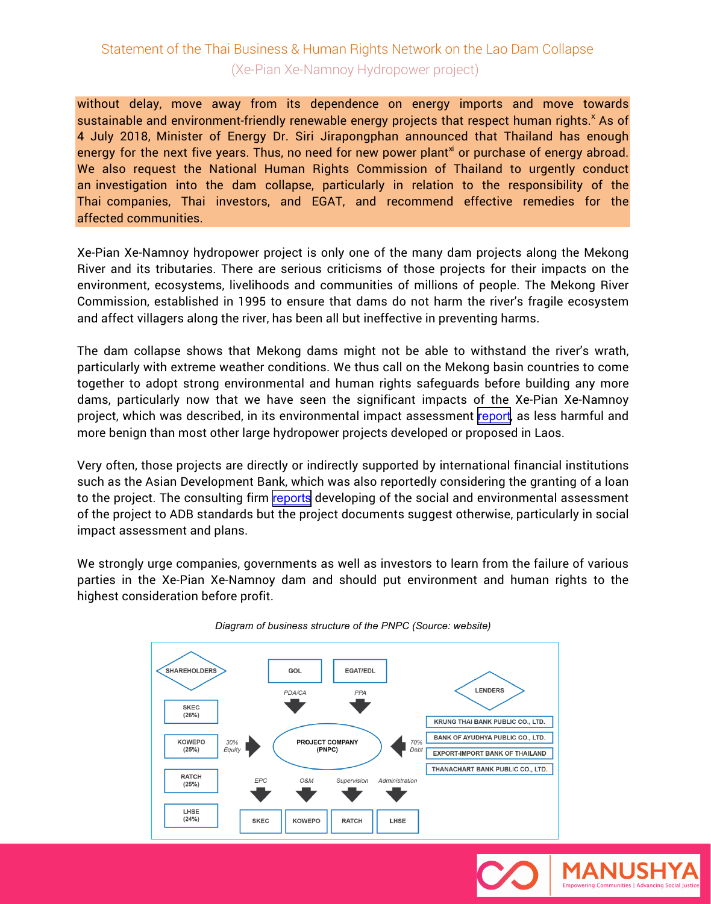without delay, move away from its dependence on energy imports and move towards sustainable and environment-friendly renewable energy projects that respect human rights.[x] As of 4 July 2018, Minister of Energy Dr. Siri Jirapongphan announced that Thailand has enough energy for the next five years. Thus, no need for new power plant[xi] or purchase of energy abroad. We also request the National Human Rights Commission of Thailand to urgently conduct an investigation into the dam collapse, particularly in relation to the responsibility of the Thai companies, Thai investors, and EGAT, and recommend effective remedies for the affected communities.

Xe-Pian Xe-Namnoy hydropower project is only one of the many dam projects along the Mekong River and its tributaries. There are serious criticisms of those projects for their impacts on the environment, ecosystems, livelihoods and communities of millions of people. The Mekong River Commission, established in 1995 to ensure that dams do not harm the river's fragile ecosystem and affect villagers along the river, has been all but ineffective in preventing harms.

The dam collapse shows that Mekong dams might not be able to withstand the river's wrath, particularly with extreme weather conditions. We thus call on the Mekong basin countries to come together to adopt strong environmental and human rights safeguards before building any more dams, particularly now that we have seen the significant impacts of the Xe-Pian Xe-Namnoy project, which was described, in its environmental impact assessment report, as less harmful and more benign than most other large hydropower projects developed or proposed in Laos.

Very often, those projects are directly or indirectly supported by international financial institutions such as the Asian Development Bank, which was also reportedly considering the granting of a loan to the project. The consulting firm reports developing of the social and environmental assessment of the project to ADB standards but the project documents suggest otherwise, particularly in social impact assessment and plans.

We strongly urge companies, governments as well as investors to learn from the failure of various parties in the Xe-Pian Xe-Namnoy dam and should put environment and human rights to the highest consideration before profit.

*Diagram of business structure of the PNPC (Source: website)*

- SHAREHOLDERS: SKEC (26%), KOWEPO (25%), RATCH (25%), LHSE (24%) → 30% Equity → PROJECT COMPANY (PNPC)
- GOL → PDA/CA → PROJECT COMPANY (PNPC)
- EGAT/EDL → PPA → PROJECT COMPANY (PNPC)
- LENDERS: KRUNG THAI BANK PUBLIC CO., LTD.; BANK OF AYUDHYA PUBLIC CO., LTD.; EXPORT-IMPORT BANK OF THAILAND; THANACHART BANK PUBLIC CO., LTD. → 70% Debt → PROJECT COMPANY (PNPC)
- PROJECT COMPANY (PNPC) → EPC: SKEC; O&M: KOWEPO; Supervision: RATCH; Administration: LHSE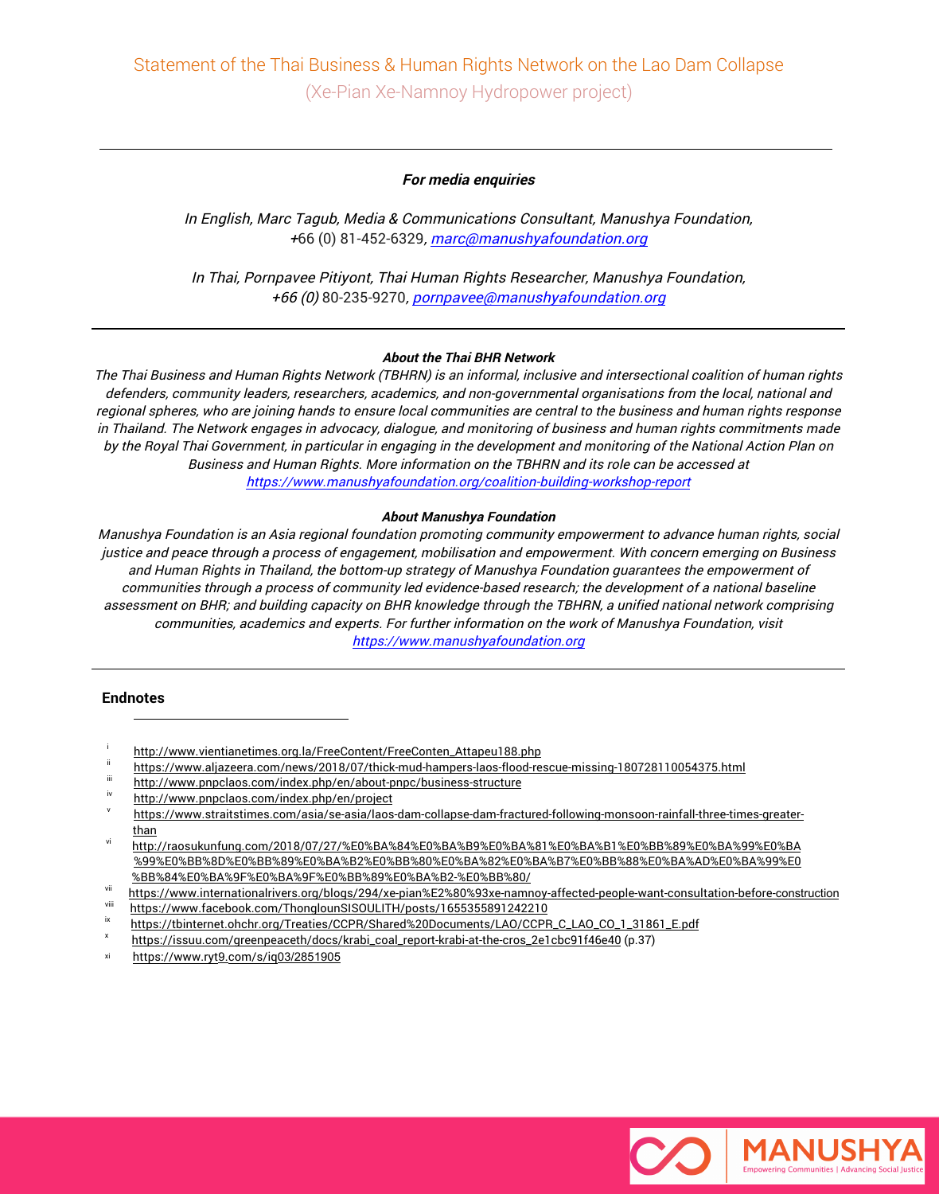Statement of the Thai Business & Human Rights Network on the Lao Dam Collapse
(Xe-Pian Xe-Namnoy Hydropower project)

---

***For media enquiries***

*In English, Marc Tagub, Media & Communications Consultant, Manushya Foundation,* +66 (0) 81-452-6329, *marc@manushyafoundation.org*

*In Thai, Pornpavee Pitiyont, Thai Human Rights Researcher, Manushya Foundation, +66 (0)* 80-235-9270, *pornpavee@manushyafoundation.org*

---

***About the Thai BHR Network***

*The Thai Business and Human Rights Network (TBHRN) is an informal, inclusive and intersectional coalition of human rights defenders, community leaders, researchers, academics, and non-governmental organisations from the local, national and regional spheres, who are joining hands to ensure local communities are central to the business and human rights response in Thailand. The Network engages in advocacy, dialogue, and monitoring of business and human rights commitments made by the Royal Thai Government, in particular in engaging in the development and monitoring of the National Action Plan on Business and Human Rights. More information on the TBHRN and its role can be accessed at https://www.manushyafoundation.org/coalition-building-workshop-report*

***About Manushya Foundation***

*Manushya Foundation is an Asia regional foundation promoting community empowerment to advance human rights, social justice and peace through a process of engagement, mobilisation and empowerment. With concern emerging on Business and Human Rights in Thailand, the bottom-up strategy of Manushya Foundation guarantees the empowerment of communities through a process of community led evidence-based research; the development of a national baseline assessment on BHR; and building capacity on BHR knowledge through the TBHRN, a unified national network comprising communities, academics and experts. For further information on the work of Manushya Foundation, visit https://www.manushyafoundation.org*

---

**Endnotes**

i http://www.vientianetimes.org.la/FreeContent/FreeConten_Attapeu188.php
ii https://www.aljazeera.com/news/2018/07/thick-mud-hampers-laos-flood-rescue-missing-180728110054375.html
iii http://www.pnpclaos.com/index.php/en/about-pnpc/business-structure
iv http://www.pnpclaos.com/index.php/en/project
v https://www.straitstimes.com/asia/se-asia/laos-dam-collapse-dam-fractured-following-monsoon-rainfall-three-times-greater-than
vi http://raosukunfung.com/2018/07/27/%E0%BA%84%E0%BA%B9%E0%BA%81%E0%BA%B1%E0%BB%89%E0%BA%99%E0%BA%99%E0%BB%8D%E0%BB%89%E0%BA%B2%E0%BB%80%E0%BA%82%E0%BA%B7%E0%BB%88%E0%BA%AD%E0%BA%99%E0%BB%84%E0%BA%9F%E0%BA%9F%E0%BB%89%E0%BA%B2-%E0%BB%80/
vii https://www.internationalrivers.org/blogs/294/xe-pian%E2%80%93xe-namnoy-affected-people-want-consultation-before-construction
viii https://www.facebook.com/ThonglounSISOULITH/posts/1655355891242210
ix https://tbinternet.ohchr.org/Treaties/CCPR/Shared%20Documents/LAO/CCPR_C_LAO_CO_1_31861_E.pdf
x https://issuu.com/greenpeaceth/docs/krabi_coal_report-krabi-at-the-cros_2e1cbc91f46e40 (p.37)
xi https://www.ryt9.com/s/iq03/2851905